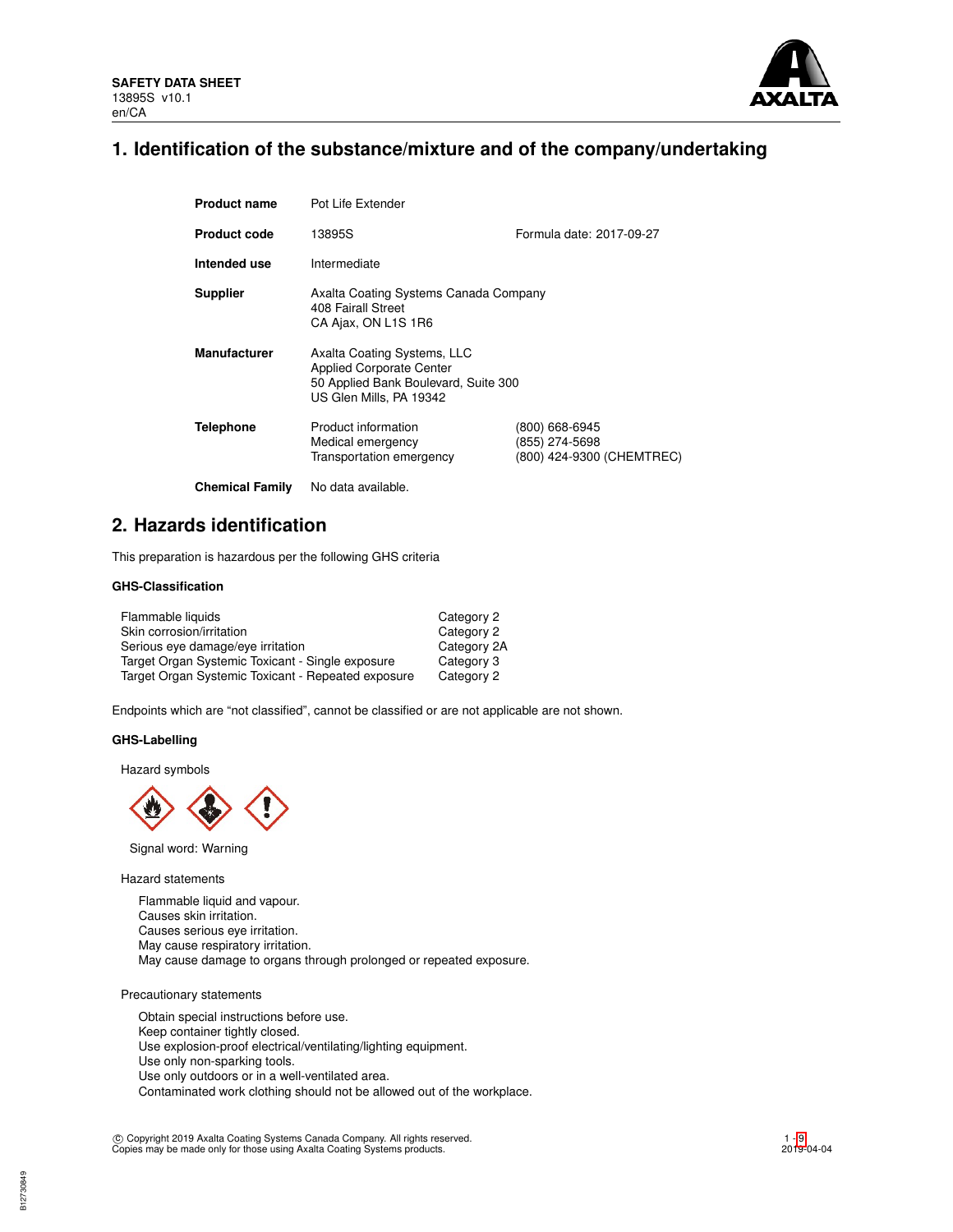**SAFETY DATA SHEET**
13895S v10.1
en/CA

# 1. Identification of the substance/mixture and of the company/undertaking

| | | |
|---|---|---|
| **Product name** | Pot Life Extender | |
| **Product code** | 13895S | Formula date: 2017-09-27 |
| **Intended use** | Intermediate | |
| **Supplier** | Axalta Coating Systems Canada Company<br>408 Fairall Street<br>CA Ajax, ON L1S 1R6 | |
| **Manufacturer** | Axalta Coating Systems, LLC<br>Applied Corporate Center<br>50 Applied Bank Boulevard, Suite 300<br>US Glen Mills, PA 19342 | |
| **Telephone** | Product information<br>Medical emergency<br>Transportation emergency | (800) 668-6945<br>(855) 274-5698<br>(800) 424-9300 (CHEMTREC) |
| **Chemical Family** | No data available. | |

# 2. Hazards identification

This preparation is hazardous per the following GHS criteria

### GHS-Classification

| | |
|---|---|
| Flammable liquids | Category 2 |
| Skin corrosion/irritation | Category 2 |
| Serious eye damage/eye irritation | Category 2A |
| Target Organ Systemic Toxicant - Single exposure | Category 3 |
| Target Organ Systemic Toxicant - Repeated exposure | Category 2 |

Endpoints which are "not classified", cannot be classified or are not applicable are not shown.

### GHS-Labelling

Hazard symbols

Signal word: Warning

Hazard statements

Flammable liquid and vapour.
Causes skin irritation.
Causes serious eye irritation.
May cause respiratory irritation.
May cause damage to organs through prolonged or repeated exposure.

Precautionary statements

Obtain special instructions before use.
Keep container tightly closed.
Use explosion-proof electrical/ventilating/lighting equipment.
Use only non-sparking tools.
Use only outdoors or in a well-ventilated area.
Contaminated work clothing should not be allowed out of the workplace.

© Copyright 2019 Axalta Coating Systems Canada Company. All rights reserved.
Copies may be made only for those using Axalta Coating Systems products.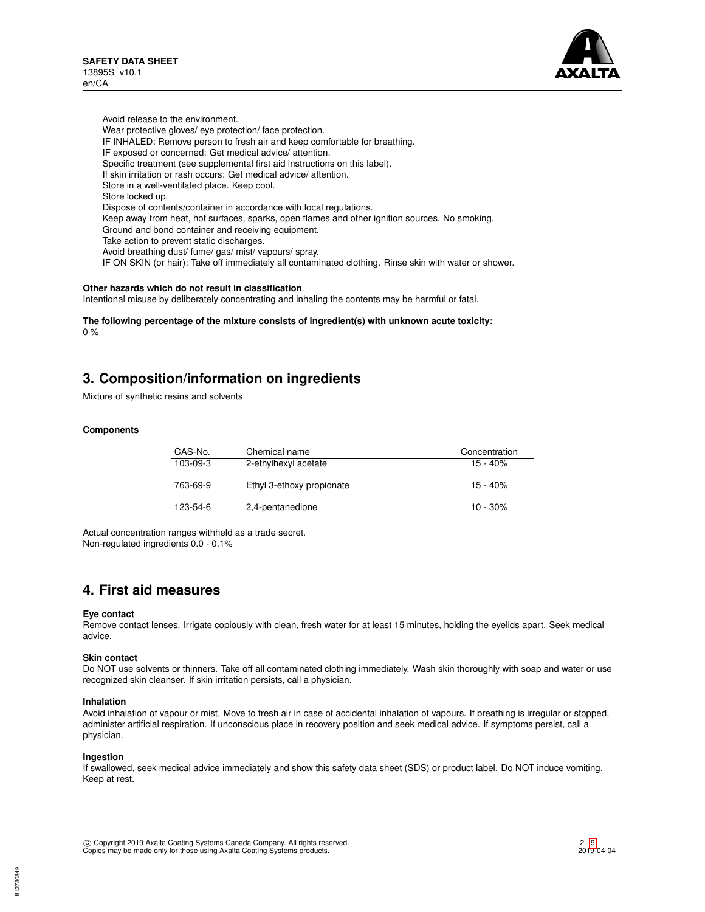Avoid release to the environment.
Wear protective gloves/ eye protection/ face protection.
IF INHALED: Remove person to fresh air and keep comfortable for breathing.
IF exposed or concerned: Get medical advice/ attention.
Specific treatment (see supplemental first aid instructions on this label).
If skin irritation or rash occurs: Get medical advice/ attention.
Store in a well-ventilated place. Keep cool.
Store locked up.
Dispose of contents/container in accordance with local regulations.
Keep away from heat, hot surfaces, sparks, open flames and other ignition sources. No smoking.
Ground and bond container and receiving equipment.
Take action to prevent static discharges.
Avoid breathing dust/ fume/ gas/ mist/ vapours/ spray.
IF ON SKIN (or hair): Take off immediately all contaminated clothing. Rinse skin with water or shower.

**Other hazards which do not result in classification**
Intentional misuse by deliberately concentrating and inhaling the contents may be harmful or fatal.

**The following percentage of the mixture consists of ingredient(s) with unknown acute toxicity:**
0 %

## 3. Composition/information on ingredients

Mixture of synthetic resins and solvents

**Components**

| CAS-No. | Chemical name | Concentration |
|---|---|---|
| 103-09-3 | 2-ethylhexyl acetate | 15 - 40% |
| 763-69-9 | Ethyl 3-ethoxy propionate | 15 - 40% |
| 123-54-6 | 2,4-pentanedione | 10 - 30% |

Actual concentration ranges withheld as a trade secret.
Non-regulated ingredients 0.0 - 0.1%

## 4. First aid measures

**Eye contact**
Remove contact lenses. Irrigate copiously with clean, fresh water for at least 15 minutes, holding the eyelids apart. Seek medical advice.

**Skin contact**
Do NOT use solvents or thinners. Take off all contaminated clothing immediately. Wash skin thoroughly with soap and water or use recognized skin cleanser. If skin irritation persists, call a physician.

**Inhalation**
Avoid inhalation of vapour or mist. Move to fresh air in case of accidental inhalation of vapours. If breathing is irregular or stopped, administer artificial respiration. If unconscious place in recovery position and seek medical advice. If symptoms persist, call a physician.

**Ingestion**
If swallowed, seek medical advice immediately and show this safety data sheet (SDS) or product label. Do NOT induce vomiting. Keep at rest.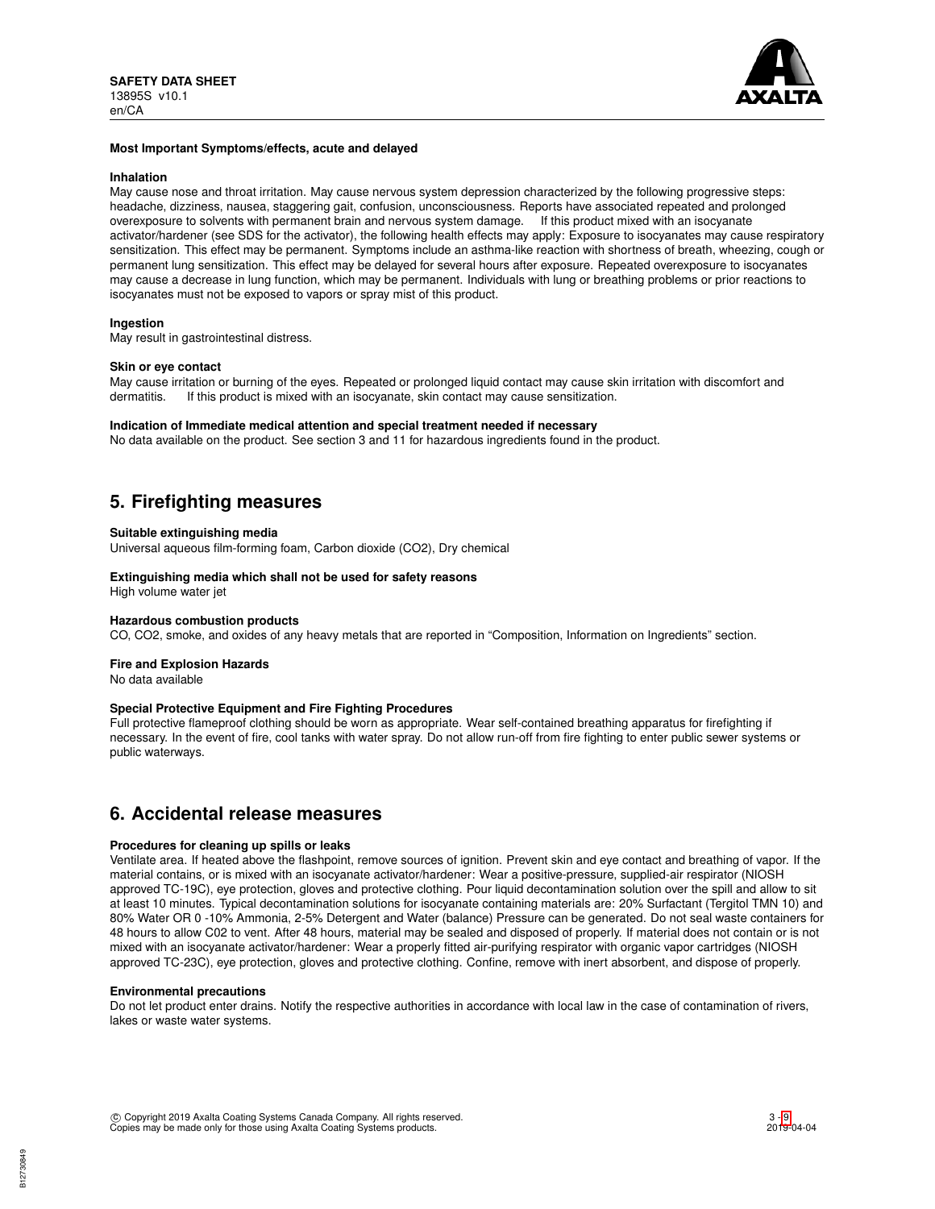**Most Important Symptoms/effects, acute and delayed**

**Inhalation**

May cause nose and throat irritation. May cause nervous system depression characterized by the following progressive steps: headache, dizziness, nausea, staggering gait, confusion, unconsciousness. Reports have associated repeated and prolonged overexposure to solvents with permanent brain and nervous system damage. If this product mixed with an isocyanate activator/hardener (see SDS for the activator), the following health effects may apply: Exposure to isocyanates may cause respiratory sensitization. This effect may be permanent. Symptoms include an asthma-like reaction with shortness of breath, wheezing, cough or permanent lung sensitization. This effect may be delayed for several hours after exposure. Repeated overexposure to isocyanates may cause a decrease in lung function, which may be permanent. Individuals with lung or breathing problems or prior reactions to isocyanates must not be exposed to vapors or spray mist of this product.

**Ingestion**

May result in gastrointestinal distress.

**Skin or eye contact**

May cause irritation or burning of the eyes. Repeated or prolonged liquid contact may cause skin irritation with discomfort and dermatitis. If this product is mixed with an isocyanate, skin contact may cause sensitization.

**Indication of Immediate medical attention and special treatment needed if necessary**

No data available on the product. See section 3 and 11 for hazardous ingredients found in the product.

## 5. Firefighting measures

**Suitable extinguishing media**

Universal aqueous film-forming foam, Carbon dioxide ($CO_2$), Dry chemical

**Extinguishing media which shall not be used for safety reasons**

High volume water jet

**Hazardous combustion products**

CO, $CO_2$, smoke, and oxides of any heavy metals that are reported in “Composition, Information on Ingredients” section.

**Fire and Explosion Hazards**

No data available

**Special Protective Equipment and Fire Fighting Procedures**

Full protective flameproof clothing should be worn as appropriate. Wear self-contained breathing apparatus for firefighting if necessary. In the event of fire, cool tanks with water spray. Do not allow run-off from fire fighting to enter public sewer systems or public waterways.

## 6. Accidental release measures

**Procedures for cleaning up spills or leaks**

Ventilate area. If heated above the flashpoint, remove sources of ignition. Prevent skin and eye contact and breathing of vapor. If the material contains, or is mixed with an isocyanate activator/hardener: Wear a positive-pressure, supplied-air respirator (NIOSH approved TC-19C), eye protection, gloves and protective clothing. Pour liquid decontamination solution over the spill and allow to sit at least 10 minutes. Typical decontamination solutions for isocyanate containing materials are: 20% Surfactant (Tergitol TMN 10) and 80% Water OR 0 -10% Ammonia, 2-5% Detergent and Water (balance) Pressure can be generated. Do not seal waste containers for 48 hours to allow C02 to vent. After 48 hours, material may be sealed and disposed of properly. If material does not contain or is not mixed with an isocyanate activator/hardener: Wear a properly fitted air-purifying respirator with organic vapor cartridges (NIOSH approved TC-23C), eye protection, gloves and protective clothing. Confine, remove with inert absorbent, and dispose of properly.

**Environmental precautions**

Do not let product enter drains. Notify the respective authorities in accordance with local law in the case of contamination of rivers, lakes or waste water systems.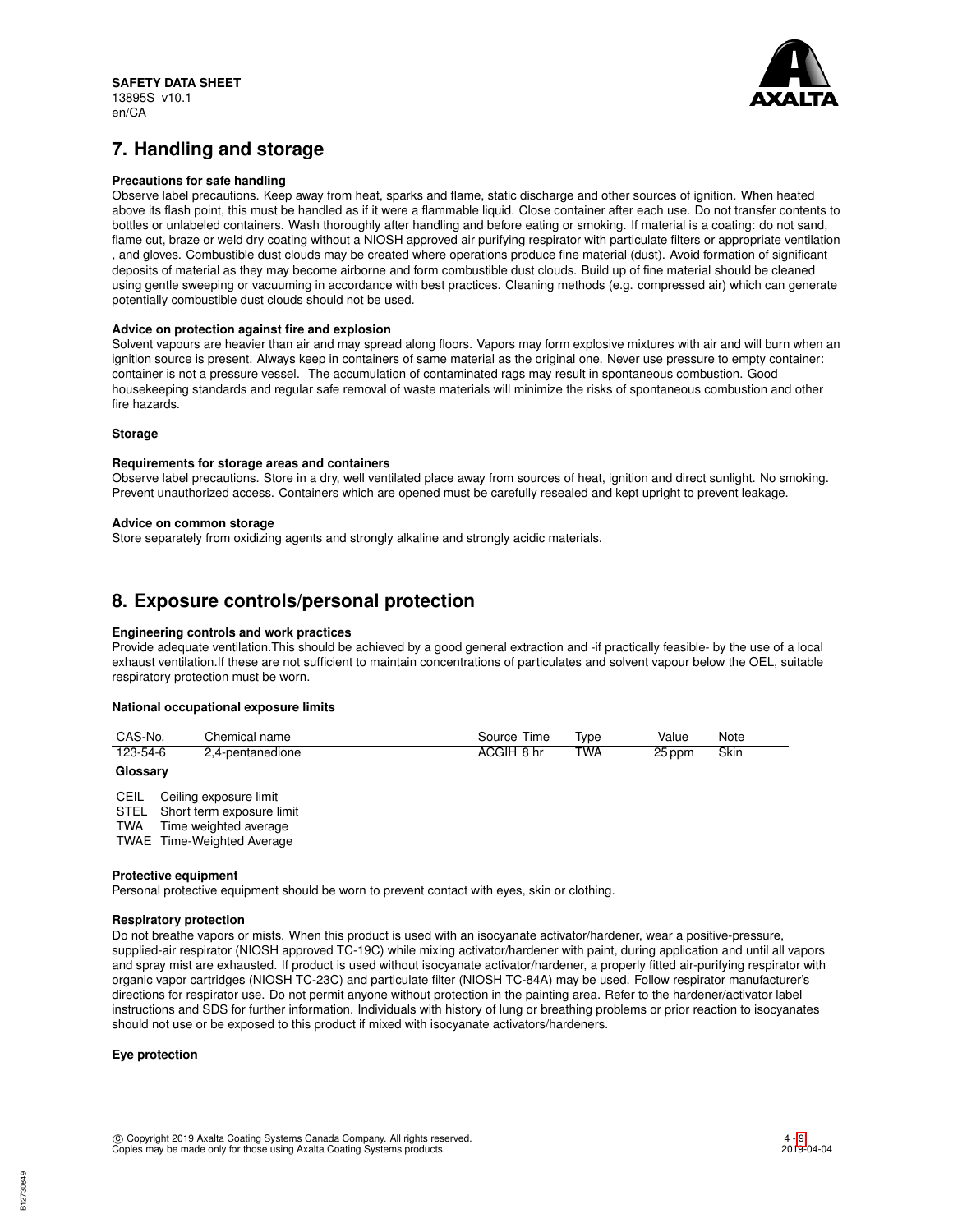## 7. Handling and storage

**Precautions for safe handling**

Observe label precautions. Keep away from heat, sparks and flame, static discharge and other sources of ignition. When heated above its flash point, this must be handled as if it were a flammable liquid. Close container after each use. Do not transfer contents to bottles or unlabeled containers. Wash thoroughly after handling and before eating or smoking. If material is a coating: do not sand, flame cut, braze or weld dry coating without a NIOSH approved air purifying respirator with particulate filters or appropriate ventilation , and gloves. Combustible dust clouds may be created where operations produce fine material (dust). Avoid formation of significant deposits of material as they may become airborne and form combustible dust clouds. Build up of fine material should be cleaned using gentle sweeping or vacuuming in accordance with best practices. Cleaning methods (e.g. compressed air) which can generate potentially combustible dust clouds should not be used.

**Advice on protection against fire and explosion**

Solvent vapours are heavier than air and may spread along floors. Vapors may form explosive mixtures with air and will burn when an ignition source is present. Always keep in containers of same material as the original one. Never use pressure to empty container: container is not a pressure vessel. The accumulation of contaminated rags may result in spontaneous combustion. Good housekeeping standards and regular safe removal of waste materials will minimize the risks of spontaneous combustion and other fire hazards.

**Storage**

**Requirements for storage areas and containers**

Observe label precautions. Store in a dry, well ventilated place away from sources of heat, ignition and direct sunlight. No smoking. Prevent unauthorized access. Containers which are opened must be carefully resealed and kept upright to prevent leakage.

**Advice on common storage**

Store separately from oxidizing agents and strongly alkaline and strongly acidic materials.

## 8. Exposure controls/personal protection

**Engineering controls and work practices**

Provide adequate ventilation.This should be achieved by a good general extraction and -if practically feasible- by the use of a local exhaust ventilation.If these are not sufficient to maintain concentrations of particulates and solvent vapour below the OEL, suitable respiratory protection must be worn.

**National occupational exposure limits**

| CAS-No. | Chemical name | Source | Time | Type | Value | Note |
|---|---|---|---|---|---|---|
| 123-54-6 | 2,4-pentanedione | ACGIH | 8 hr | TWA | 25 ppm | Skin |

**Glossary**

CEIL Ceiling exposure limit
STEL Short term exposure limit
TWA Time weighted average
TWAE Time-Weighted Average

**Protective equipment**

Personal protective equipment should be worn to prevent contact with eyes, skin or clothing.

**Respiratory protection**

Do not breathe vapors or mists. When this product is used with an isocyanate activator/hardener, wear a positive-pressure, supplied-air respirator (NIOSH approved TC-19C) while mixing activator/hardener with paint, during application and until all vapors and spray mist are exhausted. If product is used without isocyanate activator/hardener, a properly fitted air-purifying respirator with organic vapor cartridges (NIOSH TC-23C) and particulate filter (NIOSH TC-84A) may be used. Follow respirator manufacturer's directions for respirator use. Do not permit anyone without protection in the painting area. Refer to the hardener/activator label instructions and SDS for further information. Individuals with history of lung or breathing problems or prior reaction to isocyanates should not use or be exposed to this product if mixed with isocyanate activators/hardeners.

**Eye protection**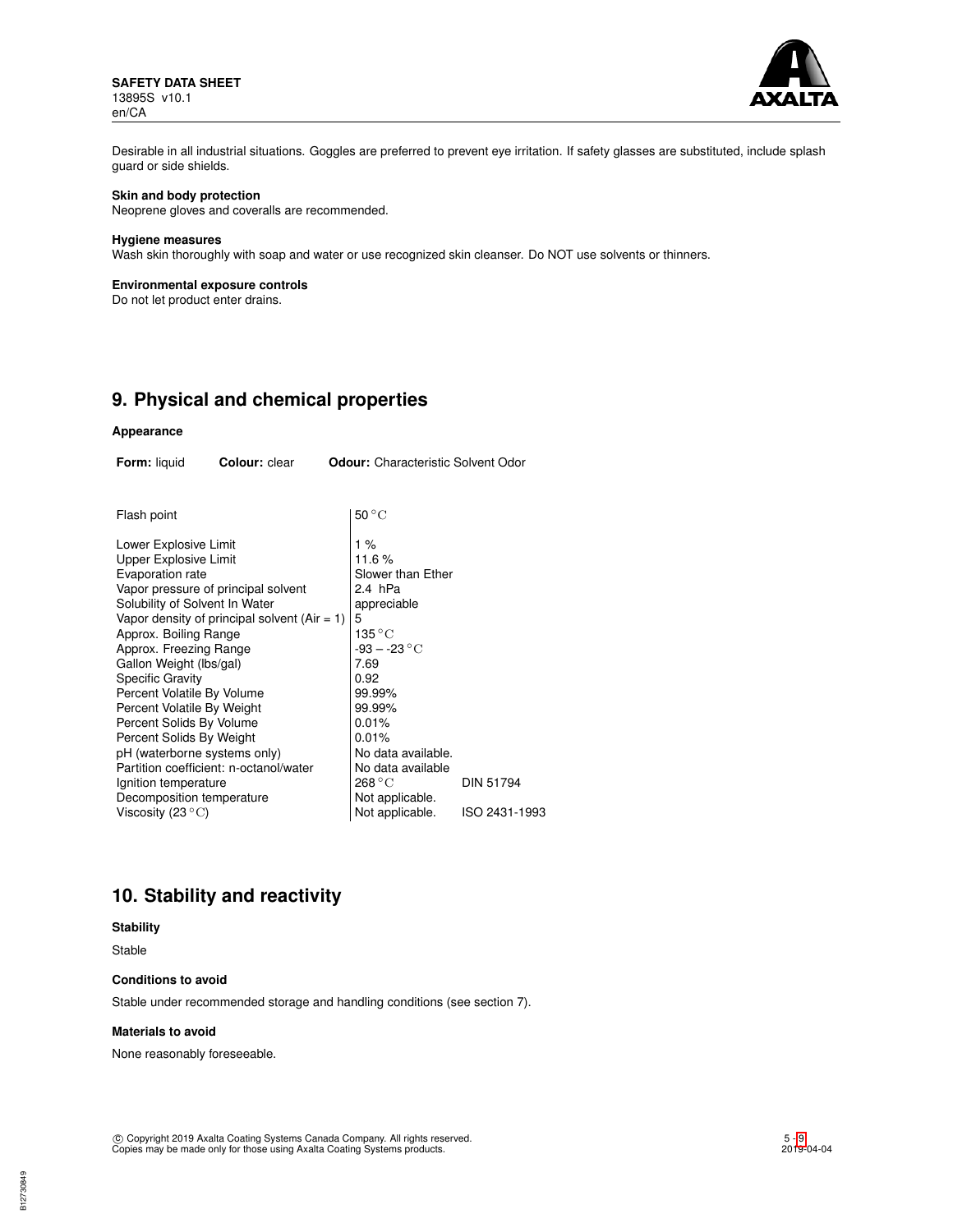Desirable in all industrial situations. Goggles are preferred to prevent eye irritation. If safety glasses are substituted, include splash guard or side shields.

**Skin and body protection**
Neoprene gloves and coveralls are recommended.

**Hygiene measures**
Wash skin thoroughly with soap and water or use recognized skin cleanser. Do NOT use solvents or thinners.

**Environmental exposure controls**
Do not let product enter drains.

## 9. Physical and chemical properties

**Appearance**

**Form:** liquid **Colour:** clear **Odour:** Characteristic Solvent Odor

| | | |
|---|---|---|
| Flash point | 50 °C | |
| Lower Explosive Limit | 1 % | |
| Upper Explosive Limit | 11.6 % | |
| Evaporation rate | Slower than Ether | |
| Vapor pressure of principal solvent | 2.4 hPa | |
| Solubility of Solvent In Water | appreciable | |
| Vapor density of principal solvent (Air = 1) | 5 | |
| Approx. Boiling Range | 135 °C | |
| Approx. Freezing Range | -93 – -23 °C | |
| Gallon Weight (lbs/gal) | 7.69 | |
| Specific Gravity | 0.92 | |
| Percent Volatile By Volume | 99.99% | |
| Percent Volatile By Weight | 99.99% | |
| Percent Solids By Volume | 0.01% | |
| Percent Solids By Weight | 0.01% | |
| pH (waterborne systems only) | No data available. | |
| Partition coefficient: n-octanol/water | No data available | |
| Ignition temperature | 268 °C | DIN 51794 |
| Decomposition temperature | Not applicable. | |
| Viscosity (23 °C) | Not applicable. | ISO 2431-1993 |

## 10. Stability and reactivity

**Stability**

Stable

**Conditions to avoid**

Stable under recommended storage and handling conditions (see section 7).

**Materials to avoid**

None reasonably foreseeable.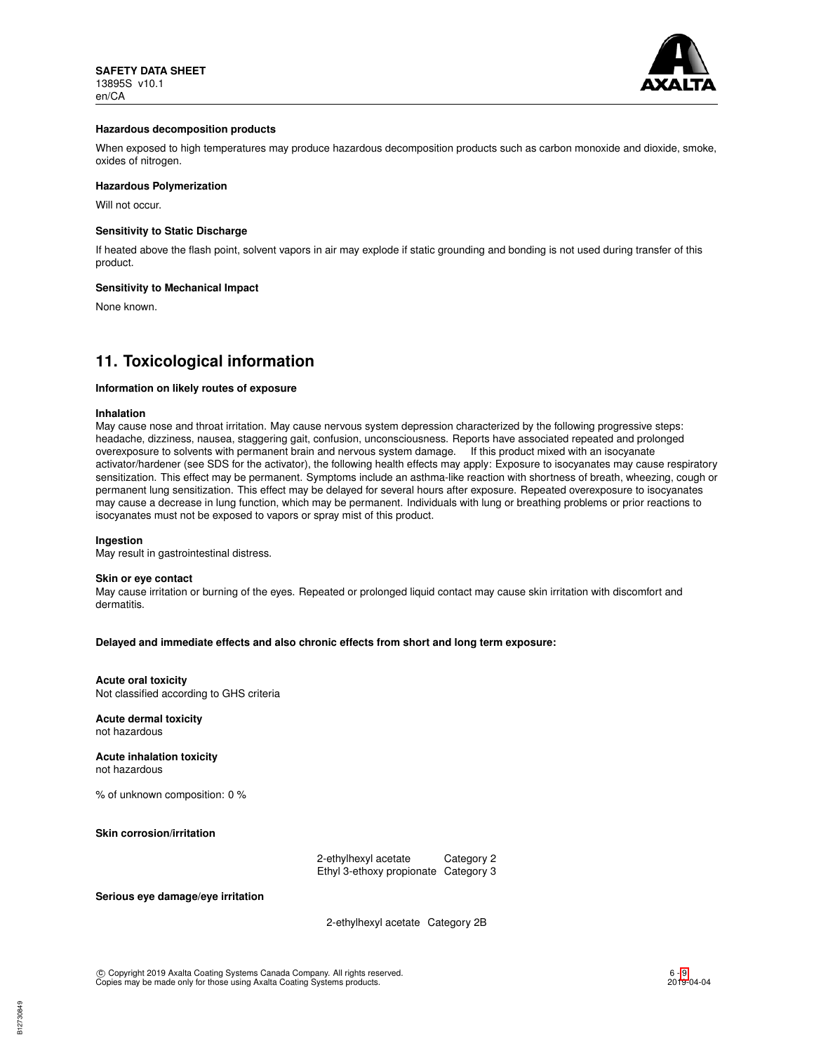**Hazardous decomposition products**

When exposed to high temperatures may produce hazardous decomposition products such as carbon monoxide and dioxide, smoke, oxides of nitrogen.

**Hazardous Polymerization**

Will not occur.

**Sensitivity to Static Discharge**

If heated above the flash point, solvent vapors in air may explode if static grounding and bonding is not used during transfer of this product.

**Sensitivity to Mechanical Impact**

None known.

## 11. Toxicological information

**Information on likely routes of exposure**

**Inhalation**

May cause nose and throat irritation. May cause nervous system depression characterized by the following progressive steps: headache, dizziness, nausea, staggering gait, confusion, unconsciousness. Reports have associated repeated and prolonged overexposure to solvents with permanent brain and nervous system damage. If this product mixed with an isocyanate activator/hardener (see SDS for the activator), the following health effects may apply: Exposure to isocyanates may cause respiratory sensitization. This effect may be permanent. Symptoms include an asthma-like reaction with shortness of breath, wheezing, cough or permanent lung sensitization. This effect may be delayed for several hours after exposure. Repeated overexposure to isocyanates may cause a decrease in lung function, which may be permanent. Individuals with lung or breathing problems or prior reactions to isocyanates must not be exposed to vapors or spray mist of this product.

**Ingestion**

May result in gastrointestinal distress.

**Skin or eye contact**

May cause irritation or burning of the eyes. Repeated or prolonged liquid contact may cause skin irritation with discomfort and dermatitis.

**Delayed and immediate effects and also chronic effects from short and long term exposure:**

**Acute oral toxicity**

Not classified according to GHS criteria

**Acute dermal toxicity**

not hazardous

**Acute inhalation toxicity**

not hazardous

% of unknown composition: 0 %

**Skin corrosion/irritation**

| | |
|---|---|
| 2-ethylhexyl acetate | Category 2 |
| Ethyl 3-ethoxy propionate | Category 3 |

**Serious eye damage/eye irritation**

| | |
|---|---|
| 2-ethylhexyl acetate | Category 2B |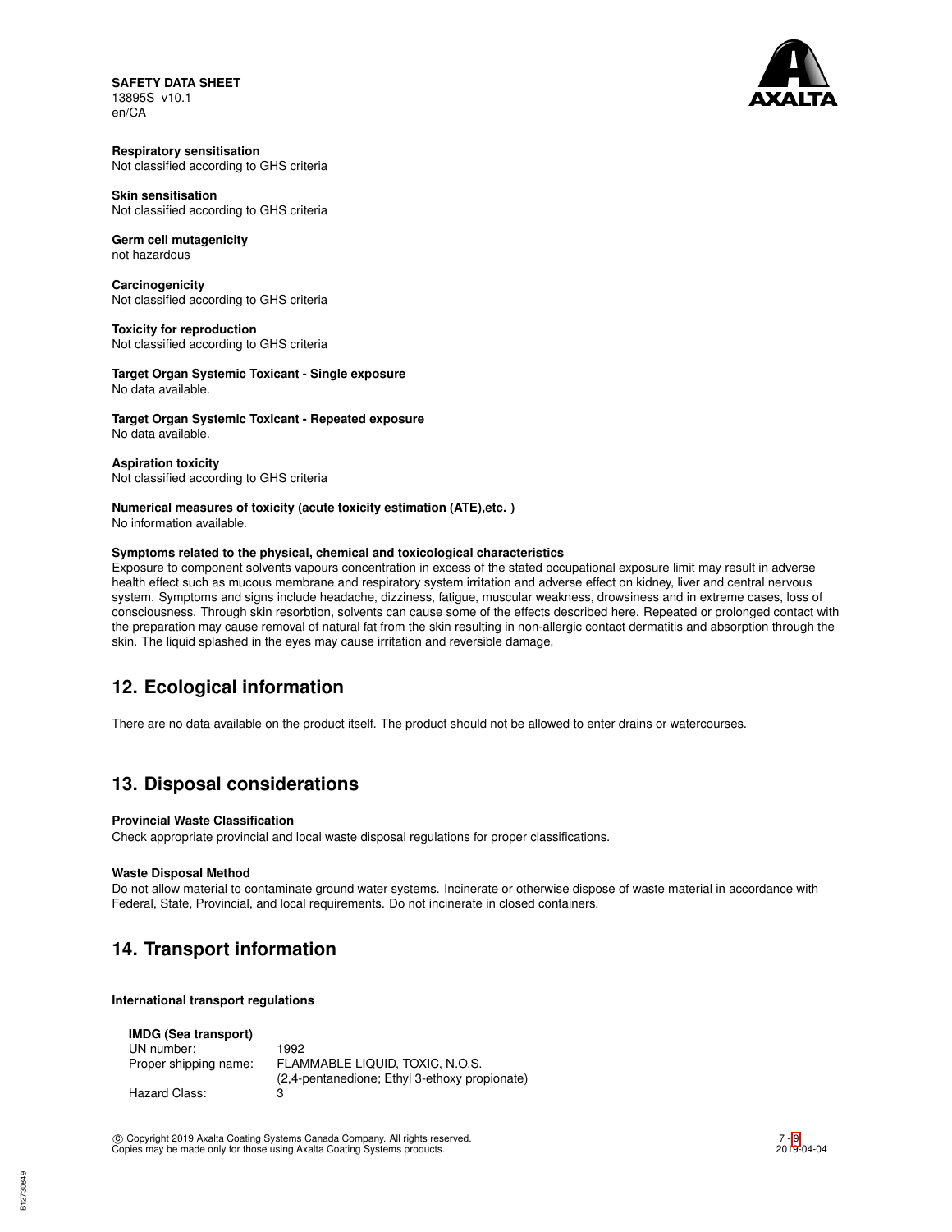**Respiratory sensitisation**
Not classified according to GHS criteria

**Skin sensitisation**
Not classified according to GHS criteria

**Germ cell mutagenicity**
not hazardous

**Carcinogenicity**
Not classified according to GHS criteria

**Toxicity for reproduction**
Not classified according to GHS criteria

**Target Organ Systemic Toxicant - Single exposure**
No data available.

**Target Organ Systemic Toxicant - Repeated exposure**
No data available.

**Aspiration toxicity**
Not classified according to GHS criteria

**Numerical measures of toxicity (acute toxicity estimation (ATE),etc. )**
No information available.

**Symptoms related to the physical, chemical and toxicological characteristics**
Exposure to component solvents vapours concentration in excess of the stated occupational exposure limit may result in adverse health effect such as mucous membrane and respiratory system irritation and adverse effect on kidney, liver and central nervous system. Symptoms and signs include headache, dizziness, fatigue, muscular weakness, drowsiness and in extreme cases, loss of consciousness. Through skin resorbtion, solvents can cause some of the effects described here. Repeated or prolonged contact with the preparation may cause removal of natural fat from the skin resulting in non-allergic contact dermatitis and absorption through the skin. The liquid splashed in the eyes may cause irritation and reversible damage.

## 12. Ecological information

There are no data available on the product itself. The product should not be allowed to enter drains or watercourses.

## 13. Disposal considerations

**Provincial Waste Classification**
Check appropriate provincial and local waste disposal regulations for proper classifications.

**Waste Disposal Method**
Do not allow material to contaminate ground water systems. Incinerate or otherwise dispose of waste material in accordance with Federal, State, Provincial, and local requirements. Do not incinerate in closed containers.

## 14. Transport information

**International transport regulations**

**IMDG (Sea transport)**

| | |
|---|---|
| UN number: | 1992 |
| Proper shipping name: | FLAMMABLE LIQUID, TOXIC, N.O.S. (2,4-pentanedione; Ethyl 3-ethoxy propionate) |
| Hazard Class: | 3 |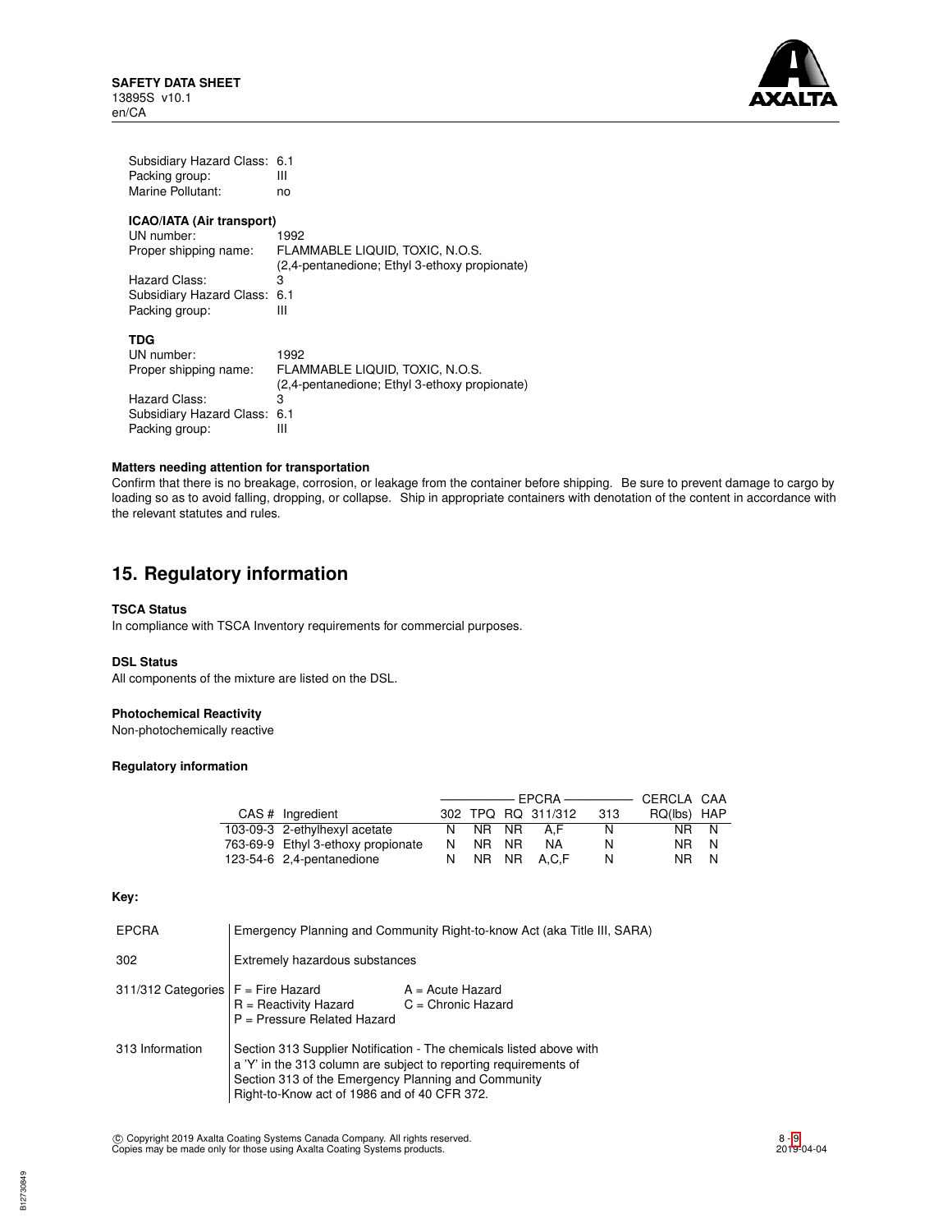Subsidiary Hazard Class: 6.1
Packing group: III
Marine Pollutant: no

**ICAO/IATA (Air transport)**

UN number: 1992
Proper shipping name: FLAMMABLE LIQUID, TOXIC, N.O.S. (2,4-pentanedione; Ethyl 3-ethoxy propionate)
Hazard Class: 3
Subsidiary Hazard Class: 6.1
Packing group: III

**TDG**

UN number: 1992
Proper shipping name: FLAMMABLE LIQUID, TOXIC, N.O.S. (2,4-pentanedione; Ethyl 3-ethoxy propionate)
Hazard Class: 3
Subsidiary Hazard Class: 6.1
Packing group: III

**Matters needing attention for transportation**

Confirm that there is no breakage, corrosion, or leakage from the container before shipping. Be sure to prevent damage to cargo by loading so as to avoid falling, dropping, or collapse. Ship in appropriate containers with denotation of the content in accordance with the relevant statutes and rules.

## 15. Regulatory information

**TSCA Status**

In compliance with TSCA Inventory requirements for commercial purposes.

**DSL Status**

All components of the mixture are listed on the DSL.

**Photochemical Reactivity**

Non-photochemically reactive

**Regulatory information**

| | | EPCRA | | | | | CERCLA | CAA |
|---|---|---|---|---|---|---|---|---|
| CAS # | Ingredient | 302 | TPQ | RQ | 311/312 | 313 | RQ(lbs) | HAP |
| 103-09-3 | 2-ethylhexyl acetate | N | NR | NR | A,F | N | NR | N |
| 763-69-9 | Ethyl 3-ethoxy propionate | N | NR | NR | NA | N | NR | N |
| 123-54-6 | 2,4-pentanedione | N | NR | NR | A,C,F | N | NR | N |

**Key:**

| | |
|---|---|
| EPCRA | Emergency Planning and Community Right-to-know Act (aka Title III, SARA) |
| 302 | Extremely hazardous substances |
| 311/312 Categories | F = Fire Hazard; R = Reactivity Hazard; P = Pressure Related Hazard; A = Acute Hazard; C = Chronic Hazard |
| 313 Information | Section 313 Supplier Notification - The chemicals listed above with a 'Y' in the 313 column are subject to reporting requirements of Section 313 of the Emergency Planning and Community Right-to-Know act of 1986 and of 40 CFR 372. |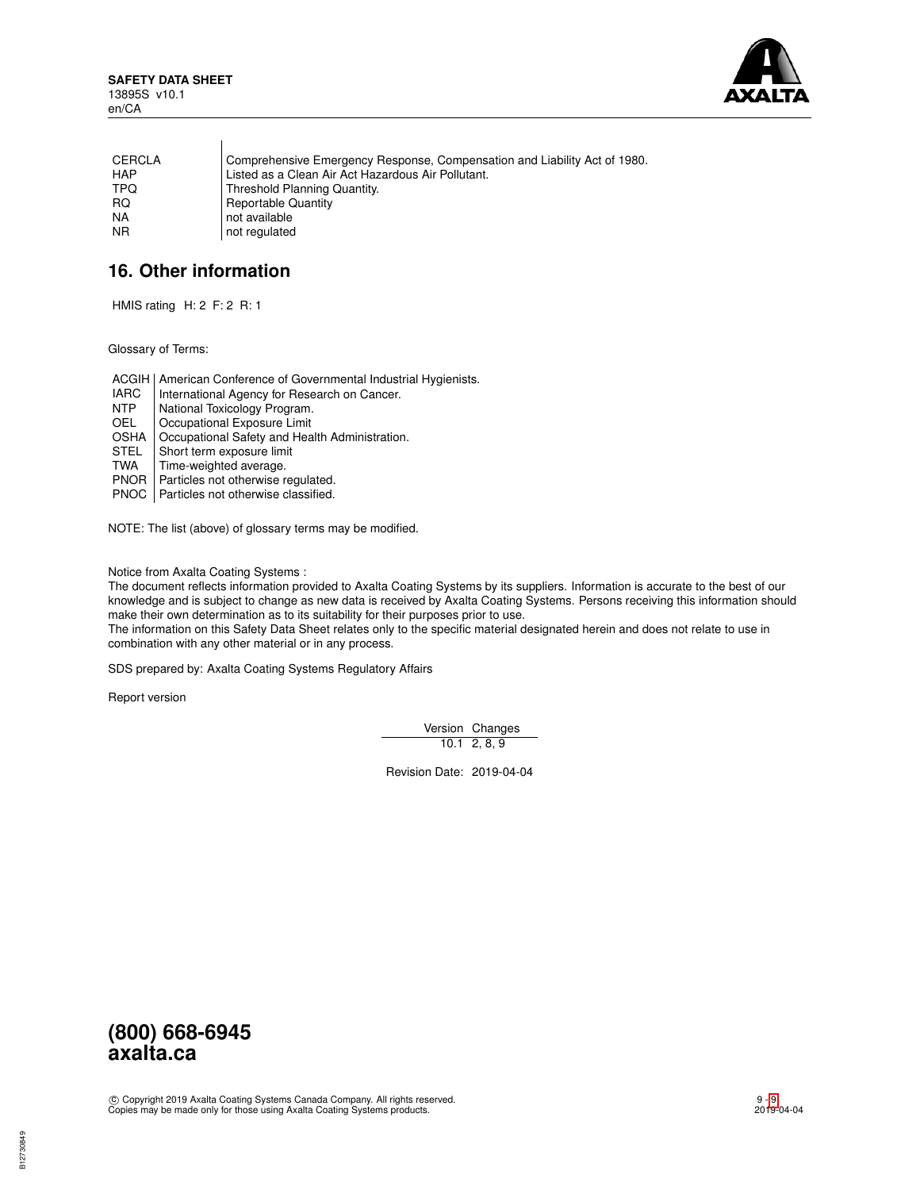| | |
|---|---|
| CERCLA | Comprehensive Emergency Response, Compensation and Liability Act of 1980. |
| HAP | Listed as a Clean Air Act Hazardous Air Pollutant. |
| TPQ | Threshold Planning Quantity. |
| RQ | Reportable Quantity |
| NA | not available |
| NR | not regulated |

## 16. Other information

HMIS rating H: 2 F: 2 R: 1

Glossary of Terms:

| | |
|---|---|
| ACGIH | American Conference of Governmental Industrial Hygienists. |
| IARC | International Agency for Research on Cancer. |
| NTP | National Toxicology Program. |
| OEL | Occupational Exposure Limit |
| OSHA | Occupational Safety and Health Administration. |
| STEL | Short term exposure limit |
| TWA | Time-weighted average. |
| PNOR | Particles not otherwise regulated. |
| PNOC | Particles not otherwise classified. |

NOTE: The list (above) of glossary terms may be modified.

Notice from Axalta Coating Systems :
The document reflects information provided to Axalta Coating Systems by its suppliers. Information is accurate to the best of our knowledge and is subject to change as new data is received by Axalta Coating Systems. Persons receiving this information should make their own determination as to its suitability for their purposes prior to use.
The information on this Safety Data Sheet relates only to the specific material designated herein and does not relate to use in combination with any other material or in any process.

SDS prepared by: Axalta Coating Systems Regulatory Affairs

Report version

| Version | Changes |
|---|---|
| 10.1 | 2, 8, 9 |

Revision Date: 2019-04-04

**(800) 668-6945**
**axalta.ca**

© Copyright 2019 Axalta Coating Systems Canada Company. All rights reserved.
Copies may be made only for those using Axalta Coating Systems products.